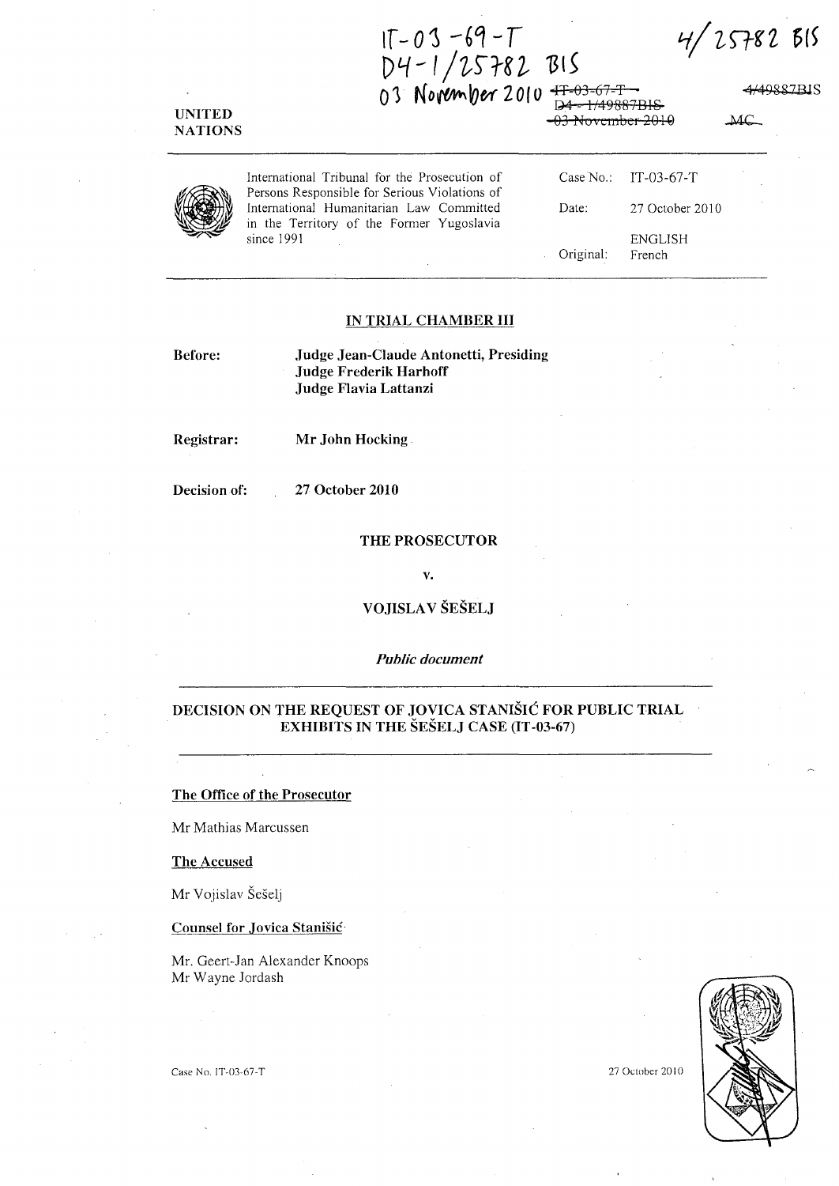IT-03-69-T
D4-1/25782 BIS
03 November 2010

4/25782 BIS

UNITED NATIONS

International Tribunal for the Prosecution of Persons Responsible for Serious Violations of International Humanitarian Law Committed in the Territory of the Former Yugoslavia since 1991

| | |
|---|---|
| Case No.: | IT-03-67-T |
| Date: | 27 October 2010 |
| Original: | ENGLISH French |

## IN TRIAL CHAMBER III

**Before:** **Judge Jean-Claude Antonetti, Presiding**
**Judge Frederik Harhoff**
**Judge Flavia Lattanzi**

**Registrar:** **Mr John Hocking**

**Decision of:** **27 October 2010**

**THE PROSECUTOR**

**v.**

**VOJISLAV ŠEŠELJ**

*Public document*

## DECISION ON THE REQUEST OF JOVICA STANIŠIĆ FOR PUBLIC TRIAL EXHIBITS IN THE ŠEŠELJ CASE (IT-03-67)

**The Office of the Prosecutor**

Mr Mathias Marcussen

**The Accused**

Mr Vojislav Šešelj

**Counsel for Jovica Stanišić**

Mr. Geert-Jan Alexander Knoops
Mr Wayne Jordash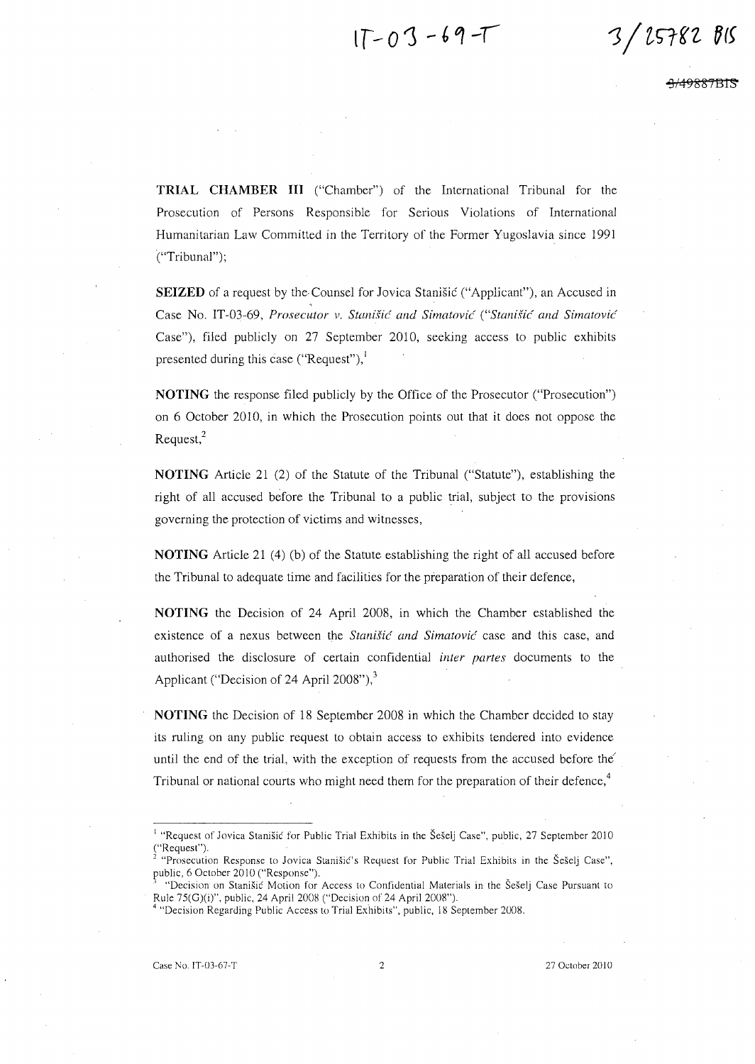TRIAL CHAMBER III ("Chamber") of the International Tribunal for the Prosecution of Persons Responsible for Serious Violations of International Humanitarian Law Committed in the Territory of the Former Yugoslavia since 1991 ("Tribunal");

**SEIZED** of a request by the Counsel for Jovica Stanišić ("Applicant"), an Accused in Case No. IT-03-69, *Prosecutor v. Stanišić and Simatović* ("*Stanišić and Simatović* Case"), filed publicly on 27 September 2010, seeking access to public exhibits presented during this case ("Request"),[1]

**NOTING** the response filed publicly by the Office of the Prosecutor ("Prosecution") on 6 October 2010, in which the Prosecution points out that it does not oppose the Request,[2]

**NOTING** Article 21 (2) of the Statute of the Tribunal ("Statute"), establishing the right of all accused before the Tribunal to a public trial, subject to the provisions governing the protection of victims and witnesses,

**NOTING** Article 21 (4) (b) of the Statute establishing the right of all accused before the Tribunal to adequate time and facilities for the preparation of their defence,

**NOTING** the Decision of 24 April 2008, in which the Chamber established the existence of a nexus between the *Stanišić and Simatović* case and this case, and authorised the disclosure of certain confidential *inter partes* documents to the Applicant ("Decision of 24 April 2008"),[3]

**NOTING** the Decision of 18 September 2008 in which the Chamber decided to stay its ruling on any public request to obtain access to exhibits tendered into evidence until the end of the trial, with the exception of requests from the accused before the Tribunal or national courts who might need them for the preparation of their defence,[4]

---

[1] "Request of Jovica Stanišić for Public Trial Exhibits in the Šešelj Case", public, 27 September 2010 ("Request").

[2] "Prosecution Response to Jovica Stanišić's Request for Public Trial Exhibits in the Šešelj Case", public, 6 October 2010 ("Response").

[3] "Decision on Stanišić Motion for Access to Confidential Materials in the Šešelj Case Pursuant to Rule 75(G)(i)", public, 24 April 2008 ("Decision of 24 April 2008").

[4] "Decision Regarding Public Access to Trial Exhibits", public, 18 September 2008.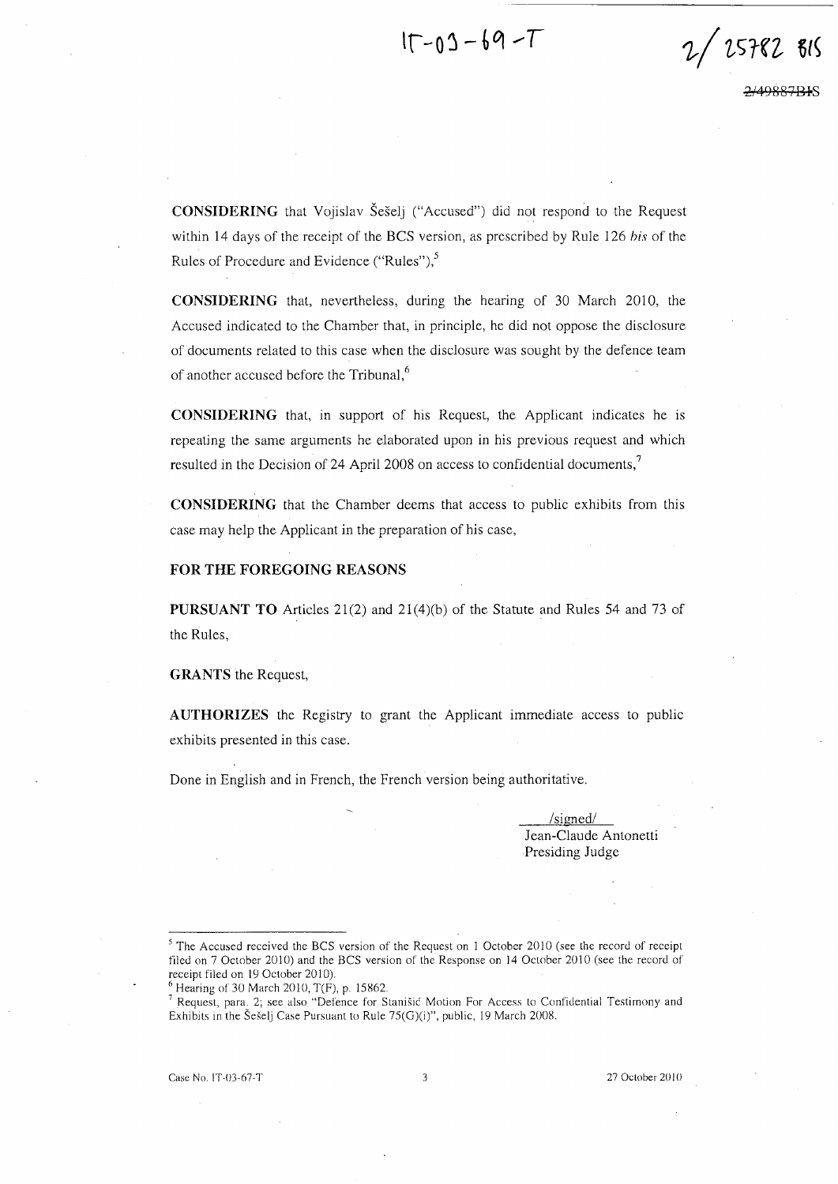IT-03-69-T

2/25782 BIS

~~2/49887BIS~~

**CONSIDERING** that Vojislav Šešelj ("Accused") did not respond to the Request within 14 days of the receipt of the BCS version, as prescribed by Rule 126 *bis* of the Rules of Procedure and Evidence ("Rules"),[5]

**CONSIDERING** that, nevertheless, during the hearing of 30 March 2010, the Accused indicated to the Chamber that, in principle, he did not oppose the disclosure of documents related to this case when the disclosure was sought by the defence team of another accused before the Tribunal,[6]

**CONSIDERING** that, in support of his Request, the Applicant indicates he is repeating the same arguments he elaborated upon in his previous request and which resulted in the Decision of 24 April 2008 on access to confidential documents,[7]

**CONSIDERING** that the Chamber deems that access to public exhibits from this case may help the Applicant in the preparation of his case,

**FOR THE FOREGOING REASONS**

**PURSUANT TO** Articles 21(2) and 21(4)(b) of the Statute and Rules 54 and 73 of the Rules,

**GRANTS** the Request,

**AUTHORIZES** the Registry to grant the Applicant immediate access to public exhibits presented in this case.

Done in English and in French, the French version being authoritative.

/signed/
Jean-Claude Antonetti
Presiding Judge

---

[5] The Accused received the BCS version of the Request on 1 October 2010 (see the record of receipt filed on 7 October 2010) and the BCS version of the Response on 14 October 2010 (see the record of receipt filed on 19 October 2010).

[6] Hearing of 30 March 2010, T(F), p. 15862.

[7] Request, para. 2; see also "Defence for Stanišić Motion For Access to Confidential Testimony and Exhibits in the Šešelj Case Pursuant to Rule 75(G)(i)", public, 19 March 2008.

Case No. IT-03-67-T

27 October 2010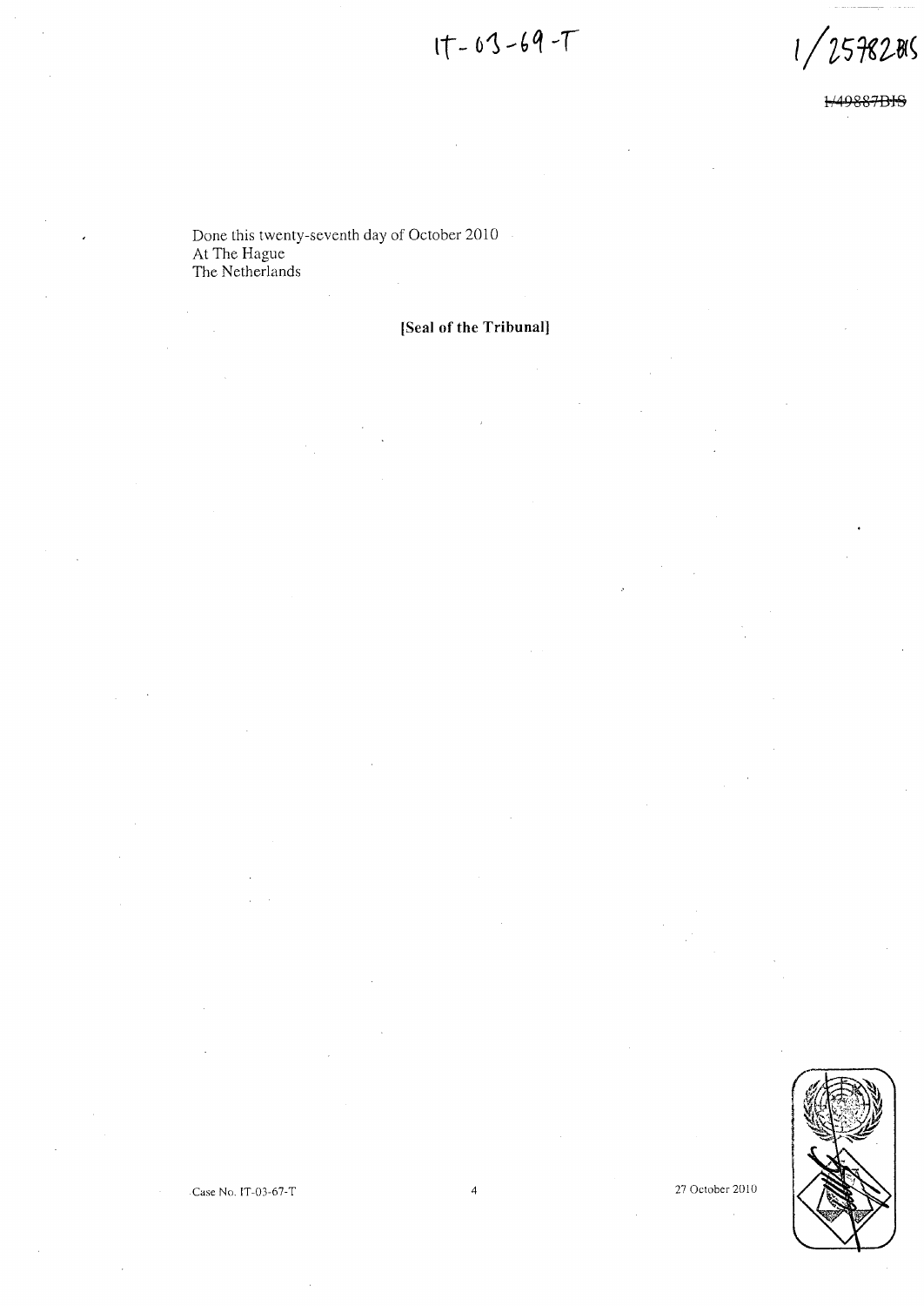IT-03-69-T

1/25782BIS

~~1/49887BIS~~

Done this twenty-seventh day of October 2010
At The Hague
The Netherlands

**[Seal of the Tribunal]**

Case No. IT-03-67-T

27 October 2010